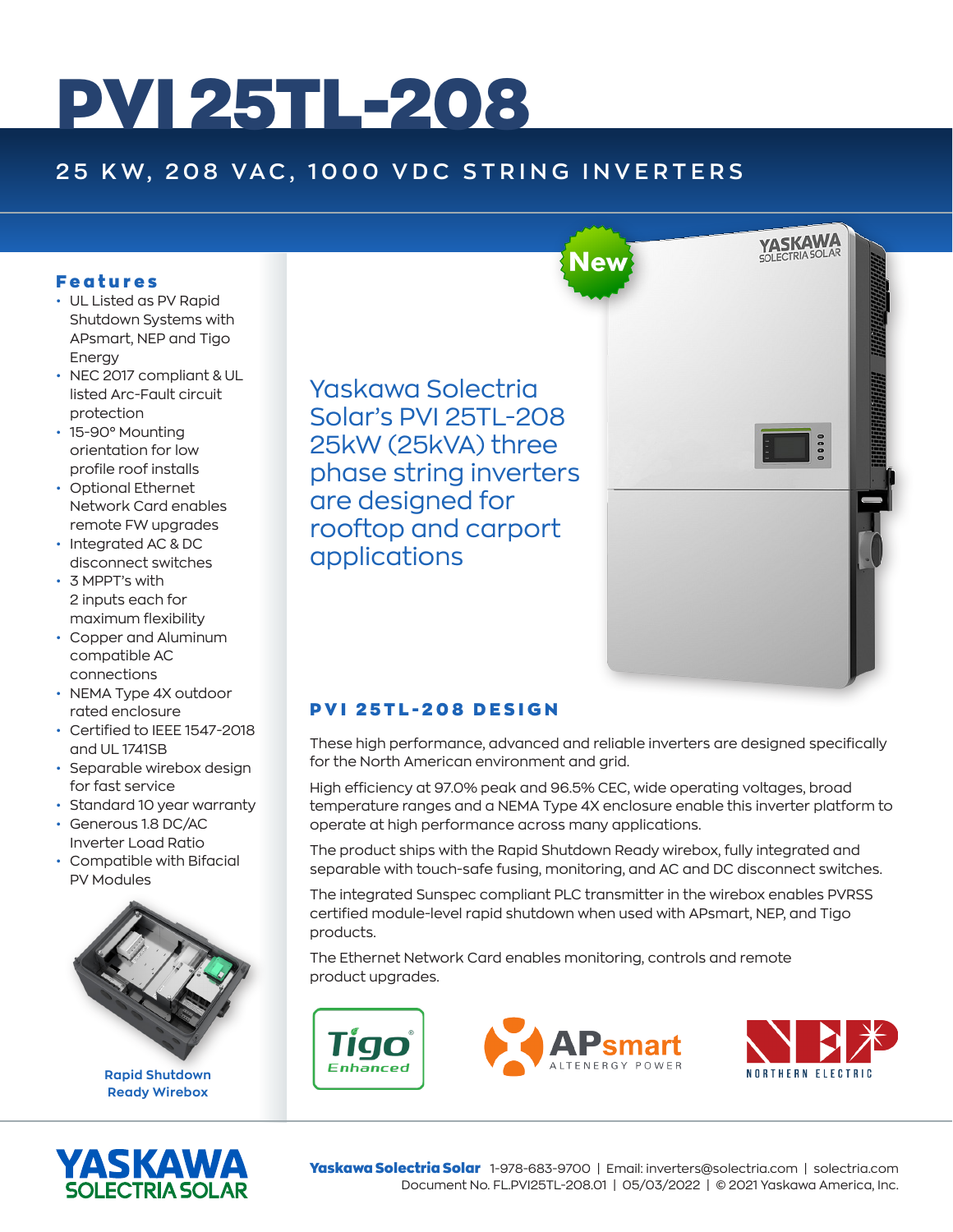# PVI 25TL-208

## 25 KW, 208 VAC, 1000 VDC STRING INVERTERS

New

### Features

- UL Listed as PV Rapid Shutdown Systems with APsmart, NEP and Tigo Energy
- NEC 2017 compliant & UL listed Arc-Fault circuit protection
- 15-90° Mounting orientation for low profile roof installs
- Optional Ethernet Network Card enables remote FW upgrades
- Integrated AC & DC disconnect switches
- 3 MPPT's with 2 inputs each for maximum flexibility
- Copper and Aluminum compatible AC connections
- NEMA Type 4X outdoor rated enclosure
- Certified to IEEE 1547-2018 and UL 1741SB
- Separable wirebox design for fast service
- Standard 10 year warranty
- Generous 1.8 DC/AC Inverter Load Ratio
- Compatible with Bifacial PV Modules

Rapid Shutdown Ready Wirebox

Yaskawa Solectria Solar's PVI 25TL-208 25kW (25kVA) three phase string inverters are designed for rooftop and carport applications

### PVI 25TL-208 DESIGN

These high performance, advanced and reliable inverters are designed specifically for the North American environment and grid.

High efficiency at 97.0% peak and 96.5% CEC, wide operating voltages, broad temperature ranges and a NEMA Type 4X enclosure enable this inverter platform to operate at high performance across many applications.

The product ships with the Rapid Shutdown Ready wirebox, fully integrated and separable with touch-safe fusing, monitoring, and AC and DC disconnect switches.

The integrated Sunspec compliant PLC transmitter in the wirebox enables PVRSS certified module-level rapid shutdown when used with APsmart, NEP, and Tigo products.

The Ethernet Network Card enables monitoring, controls and remote product upgrades.

Tigo Enhanced | APsmart ALTENERGY POWER | NEP NORTHERN ELECTRIC

YASKAWA SOLECTRIA SOLAR

**Yaskawa Solectria Solar** 1-978-683-9700 | Email: inverters@solectria.com | solectria.com
Document No. FL.PVI25TL-208.01 | 05/03/2022 | © 2021 Yaskawa America, Inc.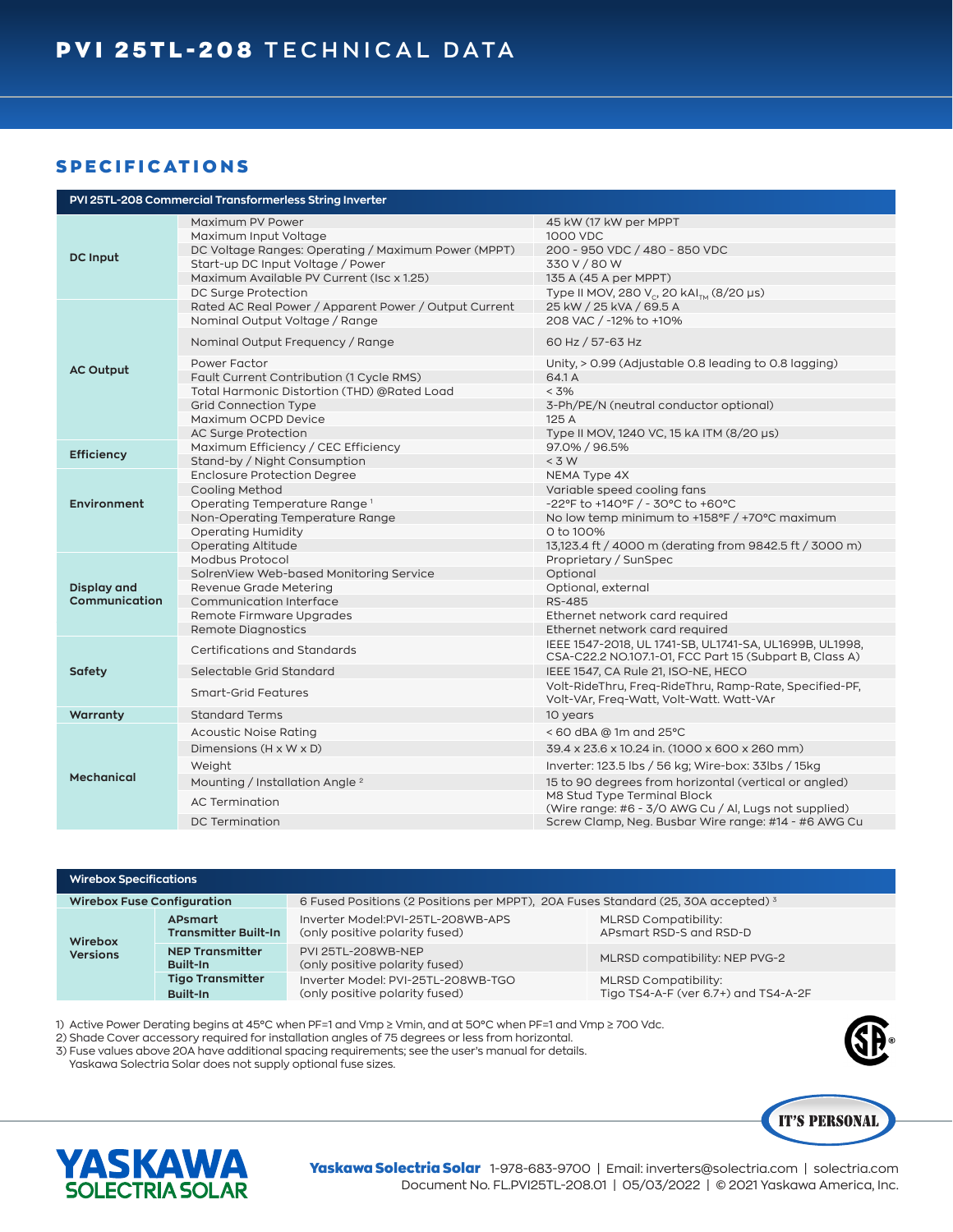# PVI 25TL-208 TECHNICAL DATA

## SPECIFICATIONS

| PVI 25TL-208 Commercial Transformerless String Inverter | | |
|---|---|---|
| DC Input | Maximum PV Power | 45 kW (17 kW per MPPT |
| | Maximum Input Voltage | 1000 VDC |
| | DC Voltage Ranges: Operating / Maximum Power (MPPT) | 200 - 950 VDC / 480 - 850 VDC |
| | Start-up DC Input Voltage / Power | 330 V / 80 W |
| | Maximum Available PV Current (Isc x 1.25) | 135 A (45 A per MPPT) |
| | DC Surge Protection | Type II MOV, 280 $V_C$, 20 $kAI_{TM}$ (8/20 μs) |
| AC Output | Rated AC Real Power / Apparent Power / Output Current | 25 kW / 25 kVA / 69.5 A |
| | Nominal Output Voltage / Range | 208 VAC / -12% to +10% |
| | Nominal Output Frequency / Range | 60 Hz / 57-63 Hz |
| | Power Factor | Unity, > 0.99 (Adjustable 0.8 leading to 0.8 lagging) |
| | Fault Current Contribution (1 Cycle RMS) | 64.1 A |
| | Total Harmonic Distortion (THD) @Rated Load | < 3% |
| | Grid Connection Type | 3-Ph/PE/N (neutral conductor optional) |
| | Maximum OCPD Device | 125 A |
| | AC Surge Protection | Type II MOV, 1240 VC, 15 kA ITM (8/20 μs) |
| Efficiency | Maximum Efficiency / CEC Efficiency | 97.0% / 96.5% |
| | Stand-by / Night Consumption | < 3 W |
| Environment | Enclosure Protection Degree | NEMA Type 4X |
| | Cooling Method | Variable speed cooling fans |
| | Operating Temperature Range [1] | -22°F to +140°F / - 30°C to +60°C |
| | Non-Operating Temperature Range | No low temp minimum to +158°F / +70°C maximum |
| | Operating Humidity | 0 to 100% |
| | Operating Altitude | 13,123.4 ft / 4000 m (derating from 9842.5 ft / 3000 m) |
| Display and Communication | Modbus Protocol | Proprietary / SunSpec |
| | SolrenView Web-based Monitoring Service | Optional |
| | Revenue Grade Metering | Optional, external |
| | Communication Interface | RS-485 |
| | Remote Firmware Upgrades | Ethernet network card required |
| | Remote Diagnostics | Ethernet network card required |
| Safety | Certifications and Standards | IEEE 1547-2018, UL 1741-SB, UL1741-SA, UL1699B, UL1998, CSA-C22.2 NO.107.1-01, FCC Part 15 (Subpart B, Class A) |
| | Selectable Grid Standard | IEEE 1547, CA Rule 21, ISO-NE, HECO |
| | Smart-Grid Features | Volt-RideThru, Freq-RideThru, Ramp-Rate, Specified-PF, Volt-VAr, Freq-Watt, Volt-Watt. Watt-VAr |
| Warranty | Standard Terms | 10 years |
| Mechanical | Acoustic Noise Rating | < 60 dBA @ 1m and 25°C |
| | Dimensions (H x W x D) | 39.4 x 23.6 x 10.24 in. (1000 x 600 x 260 mm) |
| | Weight | Inverter: 123.5 lbs / 56 kg; Wire-box: 33lbs / 15kg |
| | Mounting / Installation Angle [2] | 15 to 90 degrees from horizontal (vertical or angled) |
| | AC Termination | M8 Stud Type Terminal Block (Wire range: #6 - 3/0 AWG Cu / Al, Lugs not supplied) |
| | DC Termination | Screw Clamp, Neg. Busbar Wire range: #14 - #6 AWG Cu |

| Wirebox Specifications | | | |
|---|---|---|---|
| Wirebox Fuse Configuration | | 6 Fused Positions (2 Positions per MPPT), 20A Fuses Standard (25, 30A accepted) [3] | |
| Wirebox Versions | APsmart Transmitter Built-In | Inverter Model:PVI-25TL-208WB-APS (only positive polarity fused) | MLRSD Compatibility: APsmart RSD-S and RSD-D |
| | NEP Transmitter Built-In | PVI 25TL-208WB-NEP (only positive polarity fused) | MLRSD compatibility: NEP PVG-2 |
| | Tigo Transmitter Built-In | Inverter Model: PVI-25TL-208WB-TGO (only positive polarity fused) | MLRSD Compatibility: Tigo TS4-A-F (ver 6.7+) and TS4-A-2F |

1) Active Power Derating begins at 45°C when PF=1 and Vmp ≥ Vmin, and at 50°C when PF=1 and Vmp ≥ 700 Vdc.
2) Shade Cover accessory required for installation angles of 75 degrees or less from horizontal.
3) Fuse values above 20A have additional spacing requirements; see the user's manual for details. Yaskawa Solectria Solar does not supply optional fuse sizes.

IT'S PERSONAL

YASKAWA SOLECTRIA SOLAR

**Yaskawa Solectria Solar** 1-978-683-9700 | Email: inverters@solectria.com | solectria.com
Document No. FL.PVI25TL-208.01 | 05/03/2022 | © 2021 Yaskawa America, Inc.